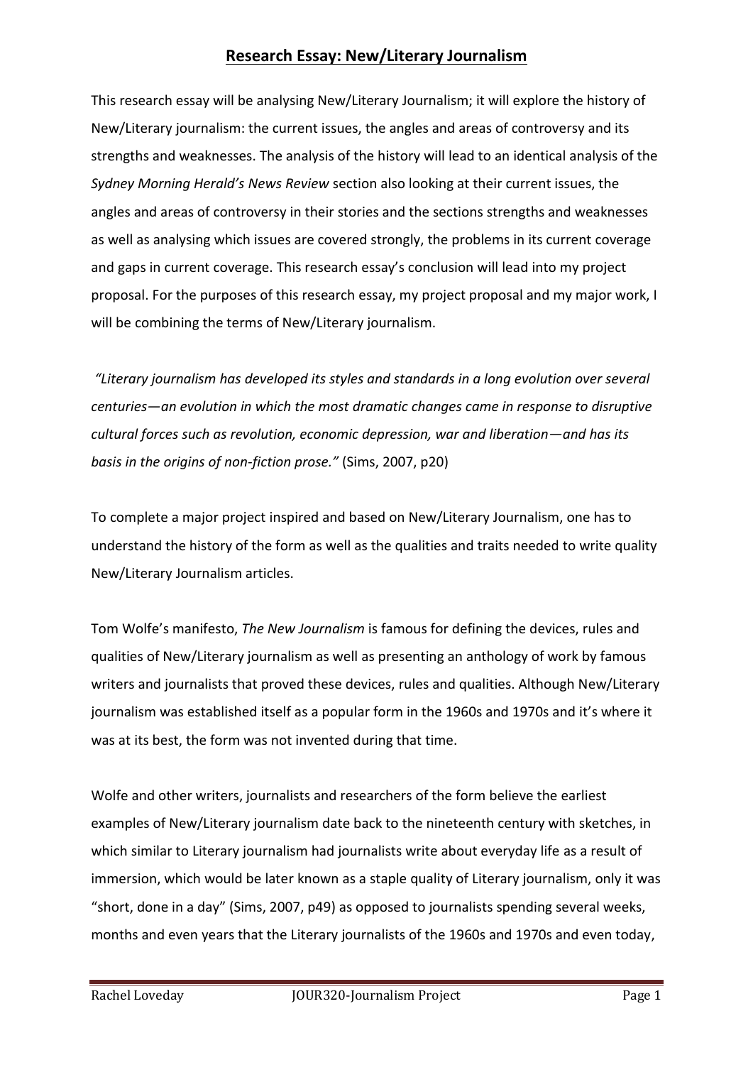# Research Essay: New/Literary Journalism

This research essay will be analysing New/Literary Journalism; it will explore the history of New/Literary journalism: the current issues, the angles and areas of controversy and its strengths and weaknesses. The analysis of the history will lead to an identical analysis of the *Sydney Morning Herald's News Review* section also looking at their current issues, the angles and areas of controversy in their stories and the sections strengths and weaknesses as well as analysing which issues are covered strongly, the problems in its current coverage and gaps in current coverage. This research essay's conclusion will lead into my project proposal. For the purposes of this research essay, my project proposal and my major work, I will be combining the terms of New/Literary journalism.

*"Literary journalism has developed its styles and standards in a long evolution over several centuries—an evolution in which the most dramatic changes came in response to disruptive cultural forces such as revolution, economic depression, war and liberation—and has its basis in the origins of non-fiction prose."* (Sims, 2007, p20)

To complete a major project inspired and based on New/Literary Journalism, one has to understand the history of the form as well as the qualities and traits needed to write quality New/Literary Journalism articles.

Tom Wolfe's manifesto, *The New Journalism* is famous for defining the devices, rules and qualities of New/Literary journalism as well as presenting an anthology of work by famous writers and journalists that proved these devices, rules and qualities. Although New/Literary journalism was established itself as a popular form in the 1960s and 1970s and it's where it was at its best, the form was not invented during that time.

Wolfe and other writers, journalists and researchers of the form believe the earliest examples of New/Literary journalism date back to the nineteenth century with sketches, in which similar to Literary journalism had journalists write about everyday life as a result of immersion, which would be later known as a staple quality of Literary journalism, only it was "short, done in a day" (Sims, 2007, p49) as opposed to journalists spending several weeks, months and even years that the Literary journalists of the 1960s and 1970s and even today,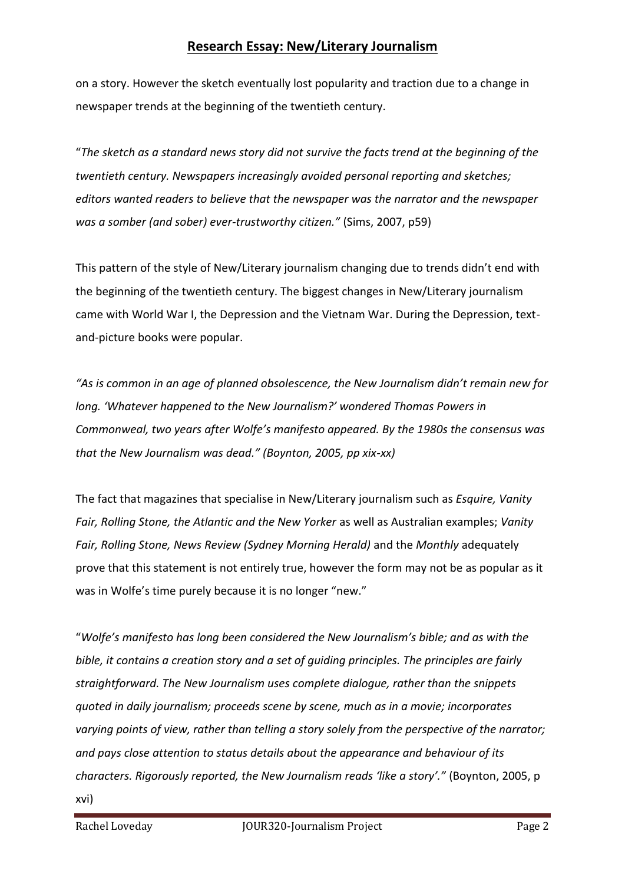on a story. However the sketch eventually lost popularity and traction due to a change in newspaper trends at the beginning of the twentieth century.

"*The sketch as a standard news story did not survive the facts trend at the beginning of the twentieth century. Newspapers increasingly avoided personal reporting and sketches; editors wanted readers to believe that the newspaper was the narrator and the newspaper was a somber (and sober) ever-trustworthy citizen."* (Sims, 2007, p59)

This pattern of the style of New/Literary journalism changing due to trends didn't end with the beginning of the twentieth century. The biggest changes in New/Literary journalism came with World War I, the Depression and the Vietnam War. During the Depression, text-and-picture books were popular.

*"As is common in an age of planned obsolescence, the New Journalism didn't remain new for long. 'Whatever happened to the New Journalism?' wondered Thomas Powers in Commonweal, two years after Wolfe's manifesto appeared. By the 1980s the consensus was that the New Journalism was dead." (Boynton, 2005, pp xix-xx)*

The fact that magazines that specialise in New/Literary journalism such as *Esquire, Vanity Fair, Rolling Stone, the Atlantic and the New Yorker* as well as Australian examples; *Vanity Fair, Rolling Stone, News Review (Sydney Morning Herald)* and the *Monthly* adequately prove that this statement is not entirely true, however the form may not be as popular as it was in Wolfe's time purely because it is no longer "new."

"*Wolfe's manifesto has long been considered the New Journalism's bible; and as with the bible, it contains a creation story and a set of guiding principles. The principles are fairly straightforward. The New Journalism uses complete dialogue, rather than the snippets quoted in daily journalism; proceeds scene by scene, much as in a movie; incorporates varying points of view, rather than telling a story solely from the perspective of the narrator; and pays close attention to status details about the appearance and behaviour of its characters. Rigorously reported, the New Journalism reads 'like a story'."* (Boynton, 2005, p xvi)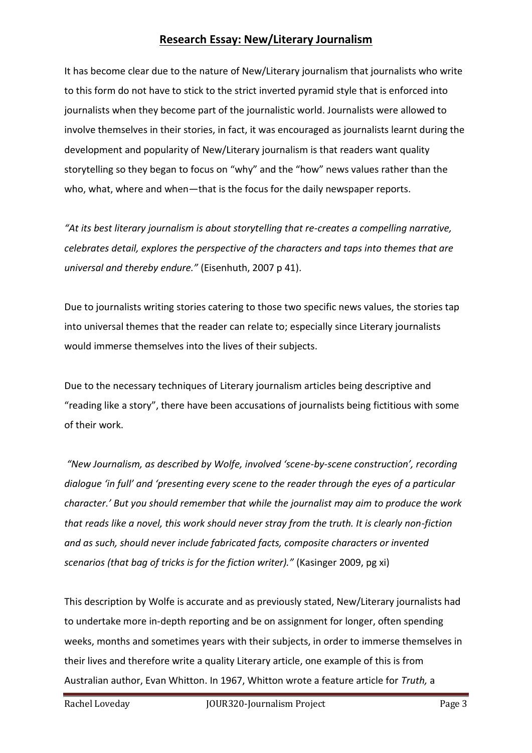## **Research Essay: New/Literary Journalism**

It has become clear due to the nature of New/Literary journalism that journalists who write to this form do not have to stick to the strict inverted pyramid style that is enforced into journalists when they become part of the journalistic world. Journalists were allowed to involve themselves in their stories, in fact, it was encouraged as journalists learnt during the development and popularity of New/Literary journalism is that readers want quality storytelling so they began to focus on "why" and the "how" news values rather than the who, what, where and when—that is the focus for the daily newspaper reports.

*"At its best literary journalism is about storytelling that re-creates a compelling narrative, celebrates detail, explores the perspective of the characters and taps into themes that are universal and thereby endure."* (Eisenhuth, 2007 p 41).

Due to journalists writing stories catering to those two specific news values, the stories tap into universal themes that the reader can relate to; especially since Literary journalists would immerse themselves into the lives of their subjects.

Due to the necessary techniques of Literary journalism articles being descriptive and "reading like a story", there have been accusations of journalists being fictitious with some of their work.

*"New Journalism, as described by Wolfe, involved 'scene-by-scene construction', recording dialogue 'in full' and 'presenting every scene to the reader through the eyes of a particular character.' But you should remember that while the journalist may aim to produce the work that reads like a novel, this work should never stray from the truth. It is clearly non-fiction and as such, should never include fabricated facts, composite characters or invented scenarios (that bag of tricks is for the fiction writer)."* (Kasinger 2009, pg xi)

This description by Wolfe is accurate and as previously stated, New/Literary journalists had to undertake more in-depth reporting and be on assignment for longer, often spending weeks, months and sometimes years with their subjects, in order to immerse themselves in their lives and therefore write a quality Literary article, one example of this is from Australian author, Evan Whitton. In 1967, Whitton wrote a feature article for *Truth,* a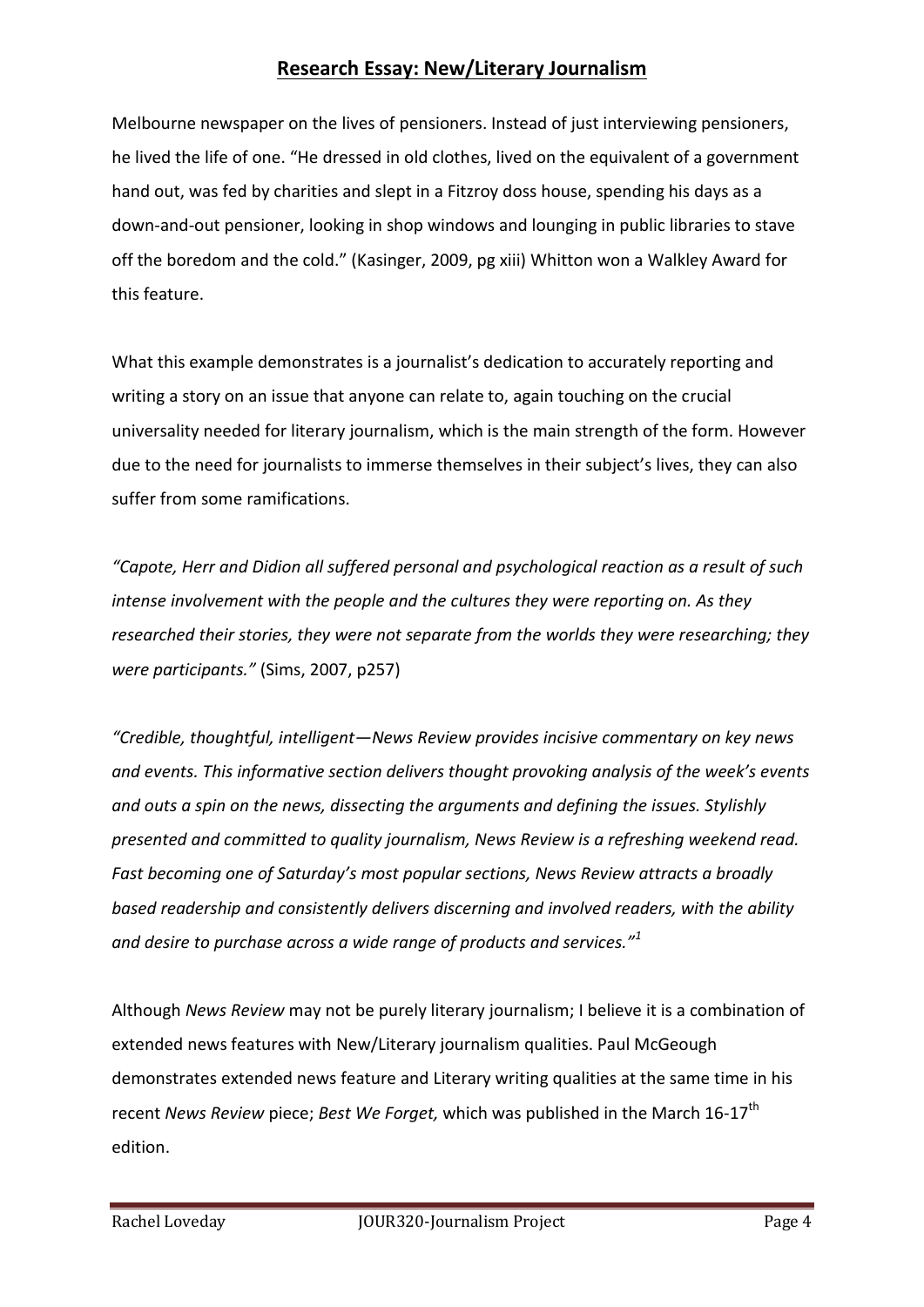Melbourne newspaper on the lives of pensioners. Instead of just interviewing pensioners, he lived the life of one. "He dressed in old clothes, lived on the equivalent of a government hand out, was fed by charities and slept in a Fitzroy doss house, spending his days as a down-and-out pensioner, looking in shop windows and lounging in public libraries to stave off the boredom and the cold." (Kasinger, 2009, pg xiii) Whitton won a Walkley Award for this feature.

What this example demonstrates is a journalist's dedication to accurately reporting and writing a story on an issue that anyone can relate to, again touching on the crucial universality needed for literary journalism, which is the main strength of the form. However due to the need for journalists to immerse themselves in their subject's lives, they can also suffer from some ramifications.

*"Capote, Herr and Didion all suffered personal and psychological reaction as a result of such intense involvement with the people and the cultures they were reporting on. As they researched their stories, they were not separate from the worlds they were researching; they were participants."* (Sims, 2007, p257)

*"Credible, thoughtful, intelligent—News Review provides incisive commentary on key news and events. This informative section delivers thought provoking analysis of the week's events and outs a spin on the news, dissecting the arguments and defining the issues. Stylishly presented and committed to quality journalism, News Review is a refreshing weekend read. Fast becoming one of Saturday's most popular sections, News Review attracts a broadly based readership and consistently delivers discerning and involved readers, with the ability and desire to purchase across a wide range of products and services."*[1]

Although *News Review* may not be purely literary journalism; I believe it is a combination of extended news features with New/Literary journalism qualities. Paul McGeough demonstrates extended news feature and Literary writing qualities at the same time in his recent *News Review* piece; *Best We Forget,* which was published in the March 16-17th edition.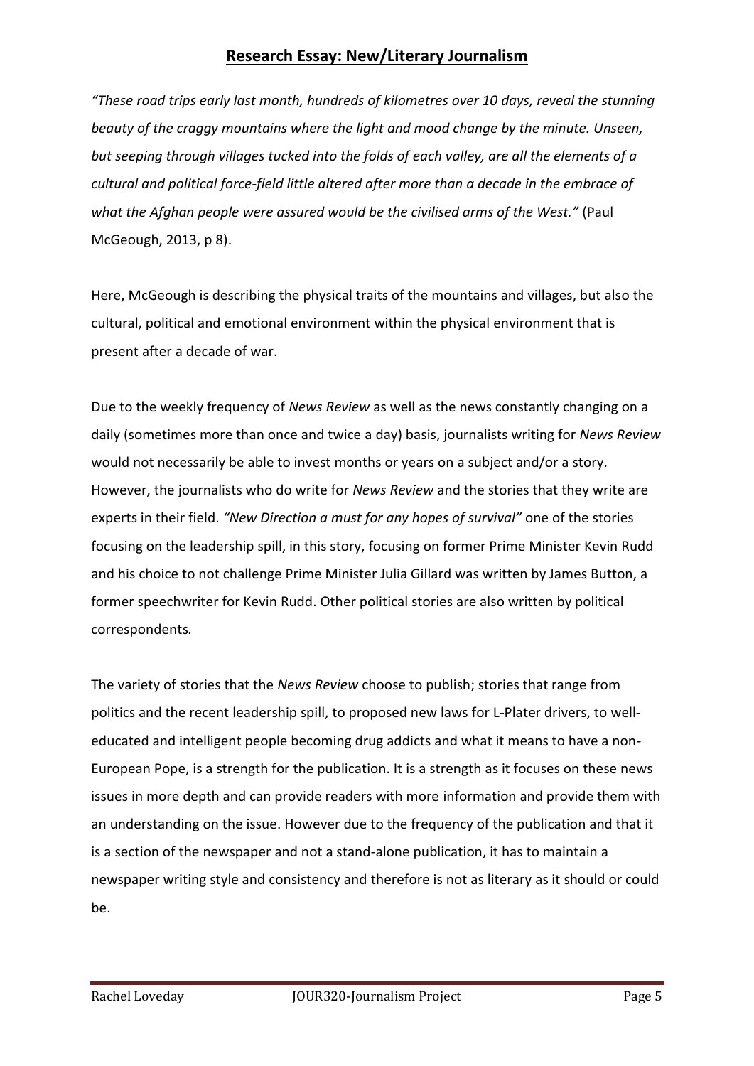## **Research Essay: New/Literary Journalism**

*"These road trips early last month, hundreds of kilometres over 10 days, reveal the stunning beauty of the craggy mountains where the light and mood change by the minute. Unseen, but seeping through villages tucked into the folds of each valley, are all the elements of a cultural and political force-field little altered after more than a decade in the embrace of what the Afghan people were assured would be the civilised arms of the West."* (Paul McGeough, 2013, p 8).

Here, McGeough is describing the physical traits of the mountains and villages, but also the cultural, political and emotional environment within the physical environment that is present after a decade of war.

Due to the weekly frequency of *News Review* as well as the news constantly changing on a daily (sometimes more than once and twice a day) basis, journalists writing for *News Review* would not necessarily be able to invest months or years on a subject and/or a story. However, the journalists who do write for *News Review* and the stories that they write are experts in their field. *"New Direction a must for any hopes of survival"* one of the stories focusing on the leadership spill, in this story, focusing on former Prime Minister Kevin Rudd and his choice to not challenge Prime Minister Julia Gillard was written by James Button, a former speechwriter for Kevin Rudd. Other political stories are also written by political correspondents.

The variety of stories that the *News Review* choose to publish; stories that range from politics and the recent leadership spill, to proposed new laws for L-Plater drivers, to well-educated and intelligent people becoming drug addicts and what it means to have a non-European Pope, is a strength for the publication. It is a strength as it focuses on these news issues in more depth and can provide readers with more information and provide them with an understanding on the issue. However due to the frequency of the publication and that it is a section of the newspaper and not a stand-alone publication, it has to maintain a newspaper writing style and consistency and therefore is not as literary as it should or could be.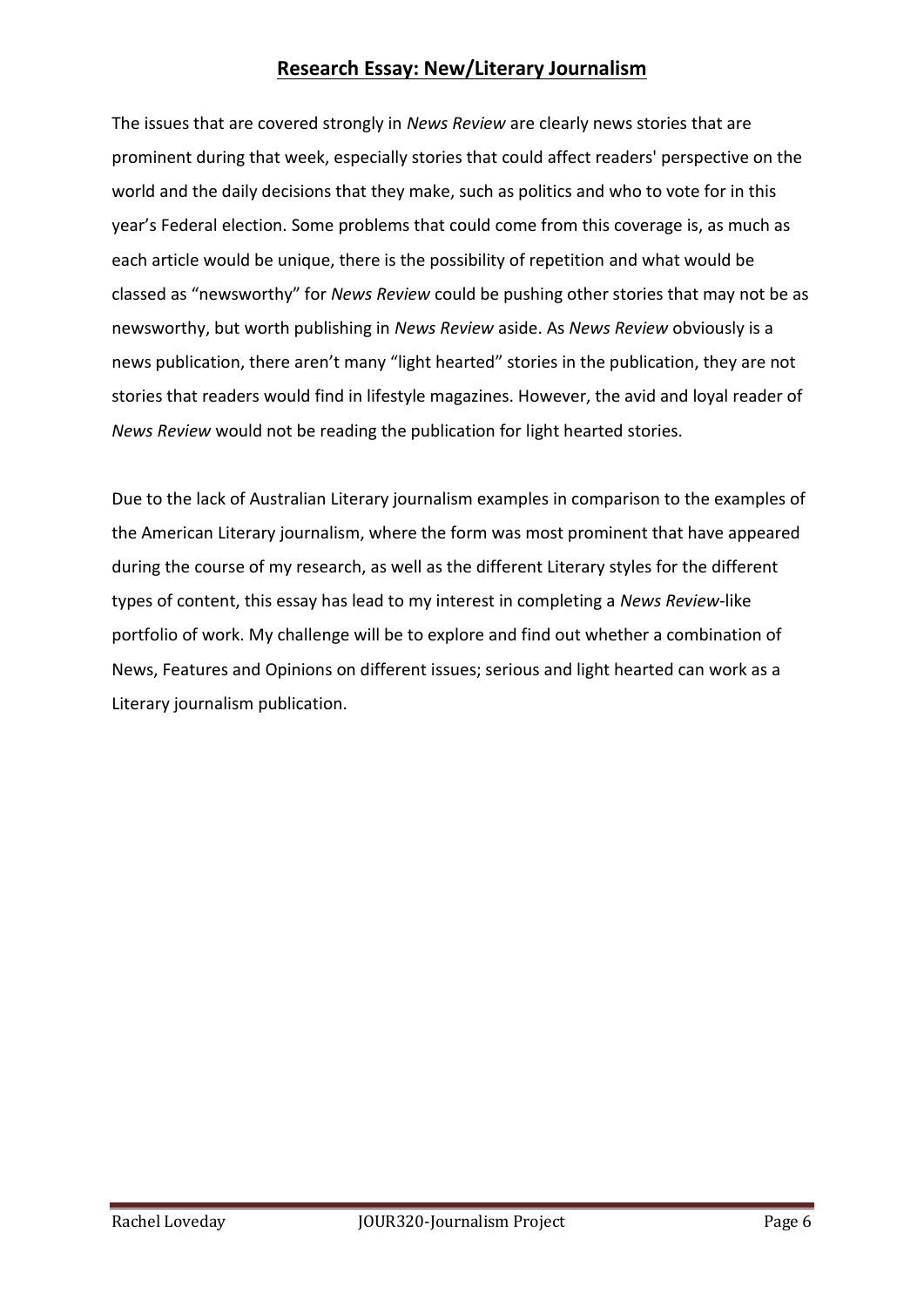## **Research Essay: New/Literary Journalism**

The issues that are covered strongly in *News Review* are clearly news stories that are prominent during that week, especially stories that could affect readers' perspective on the world and the daily decisions that they make, such as politics and who to vote for in this year's Federal election. Some problems that could come from this coverage is, as much as each article would be unique, there is the possibility of repetition and what would be classed as "newsworthy" for *News Review* could be pushing other stories that may not be as newsworthy, but worth publishing in *News Review* aside. As *News Review* obviously is a news publication, there aren't many "light hearted" stories in the publication, they are not stories that readers would find in lifestyle magazines. However, the avid and loyal reader of *News Review* would not be reading the publication for light hearted stories.

Due to the lack of Australian Literary journalism examples in comparison to the examples of the American Literary journalism, where the form was most prominent that have appeared during the course of my research, as well as the different Literary styles for the different types of content, this essay has lead to my interest in completing a *News Review*-like portfolio of work. My challenge will be to explore and find out whether a combination of News, Features and Opinions on different issues; serious and light hearted can work as a Literary journalism publication.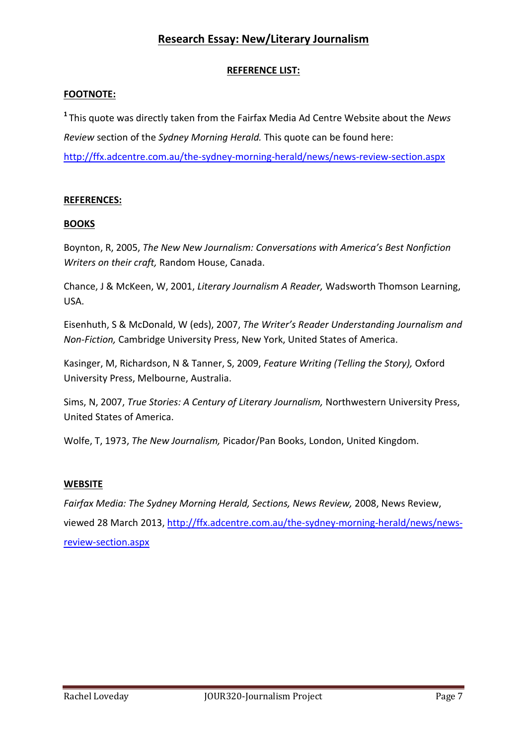# Research Essay: New/Literary Journalism

## REFERENCE LIST:

### FOOTNOTE:

[1] This quote was directly taken from the Fairfax Media Ad Centre Website about the *News Review* section of the *Sydney Morning Herald.* This quote can be found here: http://ffx.adcentre.com.au/the-sydney-morning-herald/news/news-review-section.aspx

### REFERENCES:

#### BOOKS

Boynton, R, 2005, *The New New Journalism: Conversations with America's Best Nonfiction Writers on their craft,* Random House, Canada.

Chance, J & McKeen, W, 2001, *Literary Journalism A Reader,* Wadsworth Thomson Learning, USA.

Eisenhuth, S & McDonald, W (eds), 2007, *The Writer's Reader Understanding Journalism and Non-Fiction,* Cambridge University Press, New York, United States of America.

Kasinger, M, Richardson, N & Tanner, S, 2009, *Feature Writing (Telling the Story),* Oxford University Press, Melbourne, Australia.

Sims, N, 2007, *True Stories: A Century of Literary Journalism,* Northwestern University Press, United States of America.

Wolfe, T, 1973, *The New Journalism,* Picador/Pan Books, London, United Kingdom.

#### WEBSITE

*Fairfax Media: The Sydney Morning Herald, Sections, News Review,* 2008, News Review, viewed 28 March 2013, http://ffx.adcentre.com.au/the-sydney-morning-herald/news/news-review-section.aspx